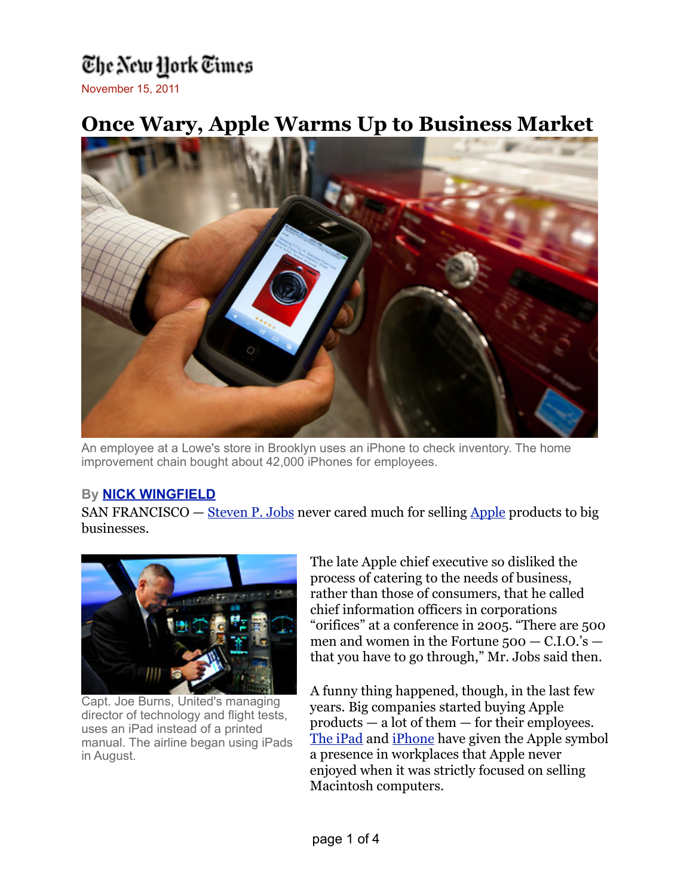The New York Times

November 15, 2011

# Once Wary, Apple Warms Up to Business Market

An employee at a Lowe's store in Brooklyn uses an iPhone to check inventory. The home improvement chain bought about 42,000 iPhones for employees.

By **NICK WINGFIELD**

SAN FRANCISCO — Steven P. Jobs never cared much for selling Apple products to big businesses.

Capt. Joe Burns, United's managing director of technology and flight tests, uses an iPad instead of a printed manual. The airline began using iPads in August.

The late Apple chief executive so disliked the process of catering to the needs of business, rather than those of consumers, that he called chief information officers in corporations "orifices" at a conference in 2005. "There are 500 men and women in the Fortune 500 — C.I.O.'s — that you have to go through," Mr. Jobs said then.

A funny thing happened, though, in the last few years. Big companies started buying Apple products — a lot of them — for their employees. The iPad and iPhone have given the Apple symbol a presence in workplaces that Apple never enjoyed when it was strictly focused on selling Macintosh computers.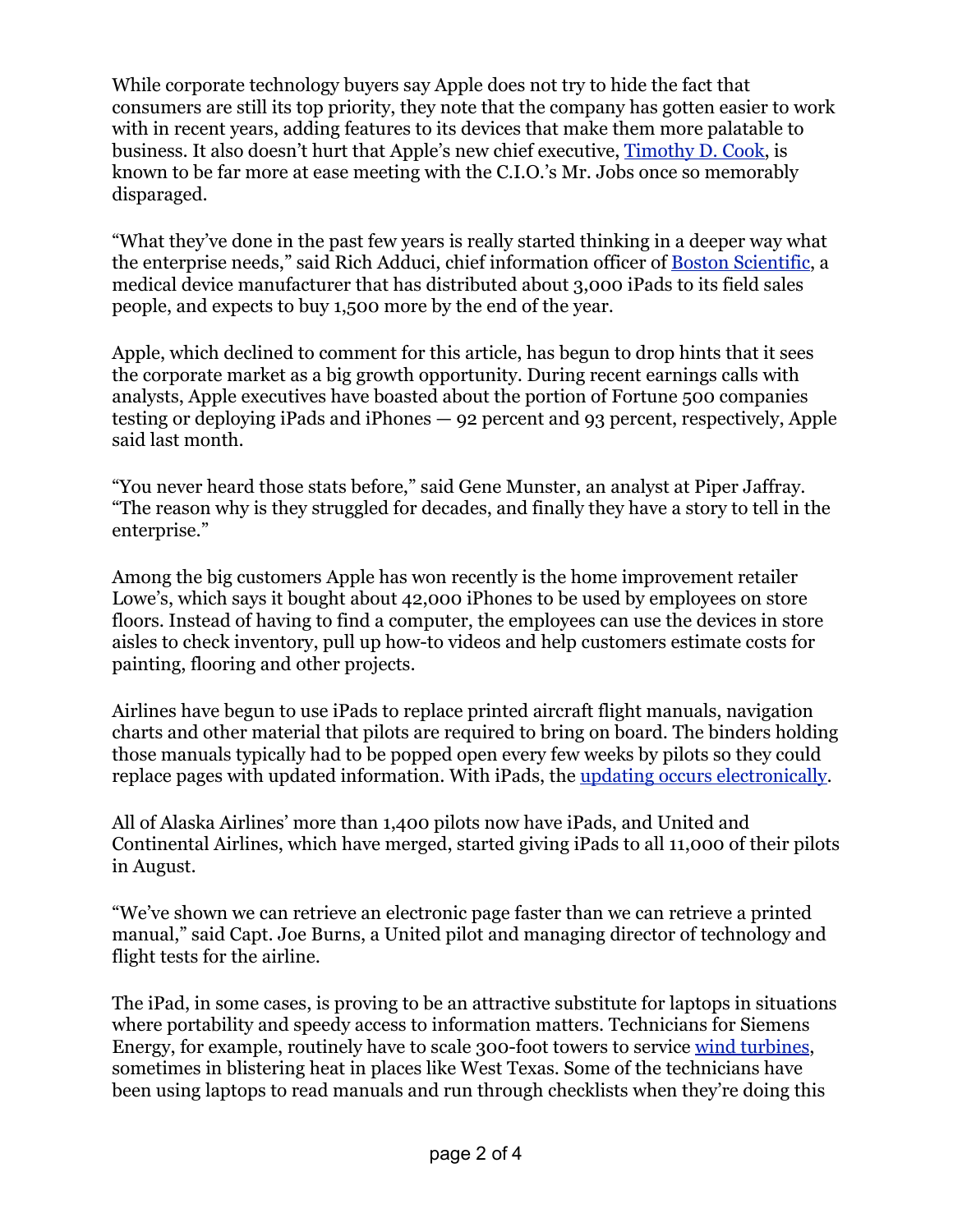While corporate technology buyers say Apple does not try to hide the fact that consumers are still its top priority, they note that the company has gotten easier to work with in recent years, adding features to its devices that make them more palatable to business. It also doesn't hurt that Apple's new chief executive, Timothy D. Cook, is known to be far more at ease meeting with the C.I.O.'s Mr. Jobs once so memorably disparaged.

"What they've done in the past few years is really started thinking in a deeper way what the enterprise needs," said Rich Adduci, chief information officer of Boston Scientific, a medical device manufacturer that has distributed about 3,000 iPads to its field sales people, and expects to buy 1,500 more by the end of the year.

Apple, which declined to comment for this article, has begun to drop hints that it sees the corporate market as a big growth opportunity. During recent earnings calls with analysts, Apple executives have boasted about the portion of Fortune 500 companies testing or deploying iPads and iPhones — 92 percent and 93 percent, respectively, Apple said last month.

"You never heard those stats before," said Gene Munster, an analyst at Piper Jaffray. "The reason why is they struggled for decades, and finally they have a story to tell in the enterprise."

Among the big customers Apple has won recently is the home improvement retailer Lowe's, which says it bought about 42,000 iPhones to be used by employees on store floors. Instead of having to find a computer, the employees can use the devices in store aisles to check inventory, pull up how-to videos and help customers estimate costs for painting, flooring and other projects.

Airlines have begun to use iPads to replace printed aircraft flight manuals, navigation charts and other material that pilots are required to bring on board. The binders holding those manuals typically had to be popped open every few weeks by pilots so they could replace pages with updated information. With iPads, the updating occurs electronically.

All of Alaska Airlines' more than 1,400 pilots now have iPads, and United and Continental Airlines, which have merged, started giving iPads to all 11,000 of their pilots in August.

"We've shown we can retrieve an electronic page faster than we can retrieve a printed manual," said Capt. Joe Burns, a United pilot and managing director of technology and flight tests for the airline.

The iPad, in some cases, is proving to be an attractive substitute for laptops in situations where portability and speedy access to information matters. Technicians for Siemens Energy, for example, routinely have to scale 300-foot towers to service wind turbines, sometimes in blistering heat in places like West Texas. Some of the technicians have been using laptops to read manuals and run through checklists when they're doing this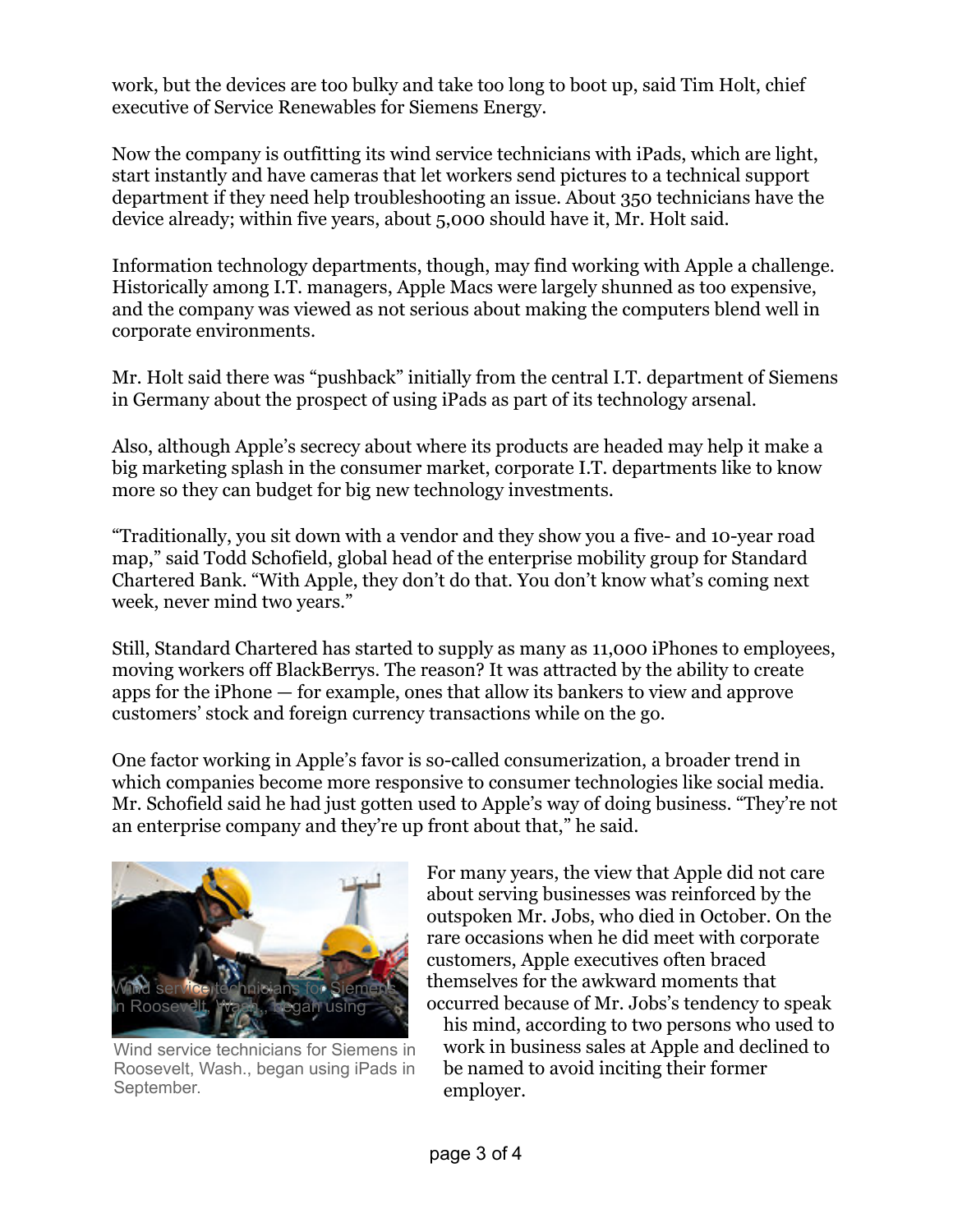work, but the devices are too bulky and take too long to boot up, said Tim Holt, chief executive of Service Renewables for Siemens Energy.

Now the company is outfitting its wind service technicians with iPads, which are light, start instantly and have cameras that let workers send pictures to a technical support department if they need help troubleshooting an issue. About 350 technicians have the device already; within five years, about 5,000 should have it, Mr. Holt said.

Information technology departments, though, may find working with Apple a challenge. Historically among I.T. managers, Apple Macs were largely shunned as too expensive, and the company was viewed as not serious about making the computers blend well in corporate environments.

Mr. Holt said there was “pushback” initially from the central I.T. department of Siemens in Germany about the prospect of using iPads as part of its technology arsenal.

Also, although Apple’s secrecy about where its products are headed may help it make a big marketing splash in the consumer market, corporate I.T. departments like to know more so they can budget for big new technology investments.

“Traditionally, you sit down with a vendor and they show you a five- and 10-year road map,” said Todd Schofield, global head of the enterprise mobility group for Standard Chartered Bank. “With Apple, they don’t do that. You don’t know what’s coming next week, never mind two years.”

Still, Standard Chartered has started to supply as many as 11,000 iPhones to employees, moving workers off BlackBerrys. The reason? It was attracted by the ability to create apps for the iPhone — for example, ones that allow its bankers to view and approve customers’ stock and foreign currency transactions while on the go.

One factor working in Apple’s favor is so-called consumerization, a broader trend in which companies become more responsive to consumer technologies like social media. Mr. Schofield said he had just gotten used to Apple’s way of doing business. “They’re not an enterprise company and they’re up front about that,” he said.

Wind service technicians for Siemens in Roosevelt, Wash., began using iPads in September.

For many years, the view that Apple did not care about serving businesses was reinforced by the outspoken Mr. Jobs, who died in October. On the rare occasions when he did meet with corporate customers, Apple executives often braced themselves for the awkward moments that occurred because of Mr. Jobs’s tendency to speak his mind, according to two persons who used to work in business sales at Apple and declined to be named to avoid inciting their former employer.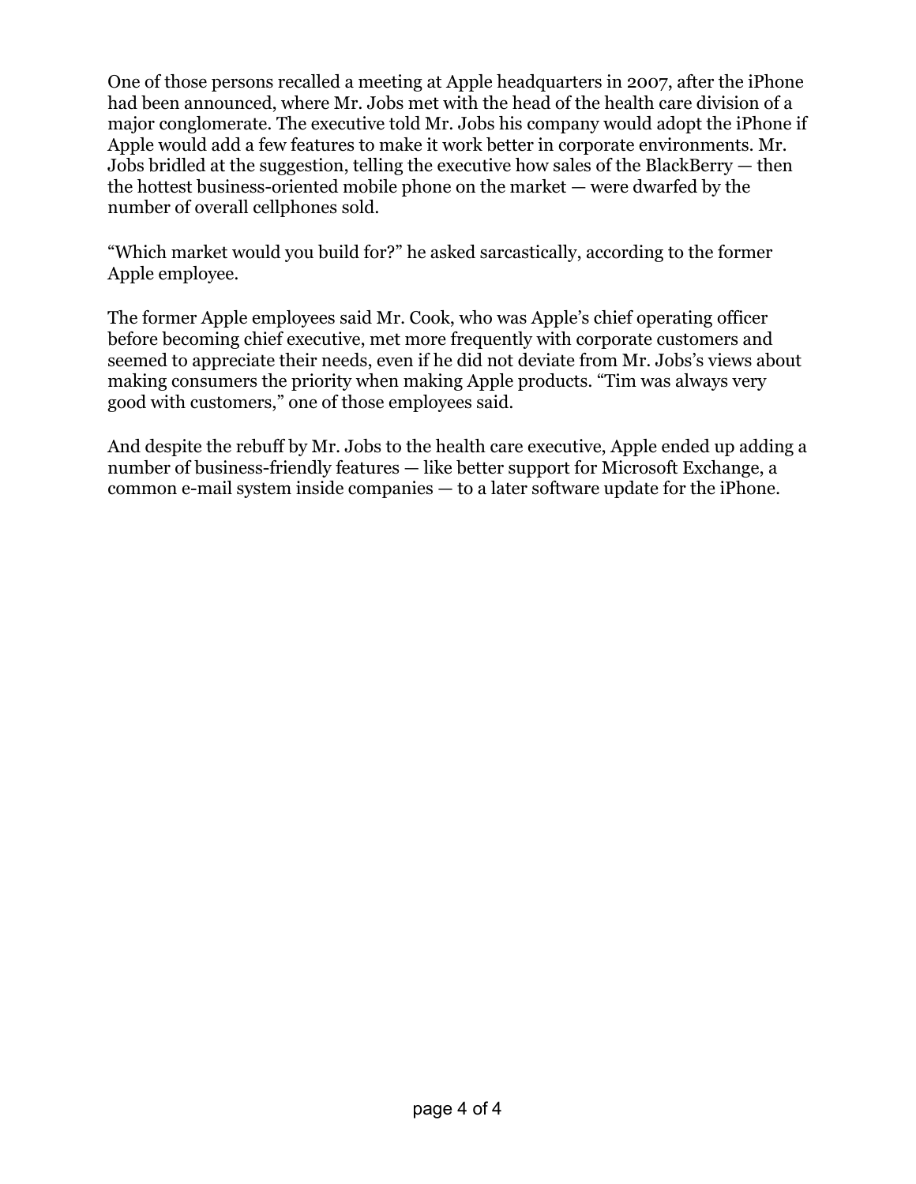One of those persons recalled a meeting at Apple headquarters in 2007, after the iPhone had been announced, where Mr. Jobs met with the head of the health care division of a major conglomerate. The executive told Mr. Jobs his company would adopt the iPhone if Apple would add a few features to make it work better in corporate environments. Mr. Jobs bridled at the suggestion, telling the executive how sales of the BlackBerry — then the hottest business-oriented mobile phone on the market — were dwarfed by the number of overall cellphones sold.

"Which market would you build for?" he asked sarcastically, according to the former Apple employee.

The former Apple employees said Mr. Cook, who was Apple's chief operating officer before becoming chief executive, met more frequently with corporate customers and seemed to appreciate their needs, even if he did not deviate from Mr. Jobs's views about making consumers the priority when making Apple products. "Tim was always very good with customers," one of those employees said.

And despite the rebuff by Mr. Jobs to the health care executive, Apple ended up adding a number of business-friendly features — like better support for Microsoft Exchange, a common e-mail system inside companies — to a later software update for the iPhone.